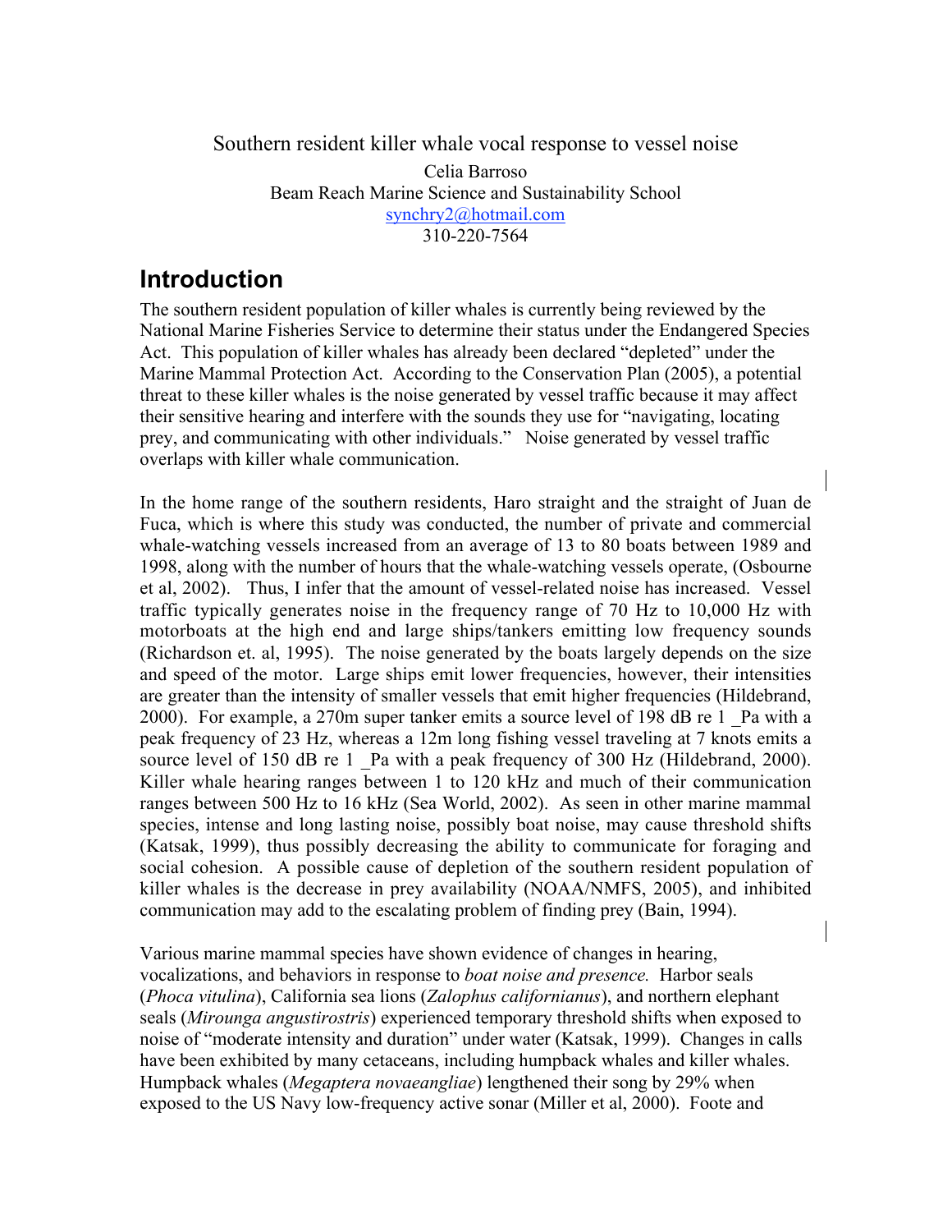Southern resident killer whale vocal response to vessel noise

Celia Barroso
Beam Reach Marine Science and Sustainability School
synchry2@hotmail.com
310-220-7564

# Introduction

The southern resident population of killer whales is currently being reviewed by the National Marine Fisheries Service to determine their status under the Endangered Species Act. This population of killer whales has already been declared "depleted" under the Marine Mammal Protection Act. According to the Conservation Plan (2005), a potential threat to these killer whales is the noise generated by vessel traffic because it may affect their sensitive hearing and interfere with the sounds they use for "navigating, locating prey, and communicating with other individuals." Noise generated by vessel traffic overlaps with killer whale communication.

In the home range of the southern residents, Haro straight and the straight of Juan de Fuca, which is where this study was conducted, the number of private and commercial whale-watching vessels increased from an average of 13 to 80 boats between 1989 and 1998, along with the number of hours that the whale-watching vessels operate, (Osbourne et al, 2002). Thus, I infer that the amount of vessel-related noise has increased. Vessel traffic typically generates noise in the frequency range of 70 Hz to 10,000 Hz with motorboats at the high end and large ships/tankers emitting low frequency sounds (Richardson et. al, 1995). The noise generated by the boats largely depends on the size and speed of the motor. Large ships emit lower frequencies, however, their intensities are greater than the intensity of smaller vessels that emit higher frequencies (Hildebrand, 2000). For example, a 270m super tanker emits a source level of 198 dB re 1 _Pa with a peak frequency of 23 Hz, whereas a 12m long fishing vessel traveling at 7 knots emits a source level of 150 dB re 1 _Pa with a peak frequency of 300 Hz (Hildebrand, 2000). Killer whale hearing ranges between 1 to 120 kHz and much of their communication ranges between 500 Hz to 16 kHz (Sea World, 2002). As seen in other marine mammal species, intense and long lasting noise, possibly boat noise, may cause threshold shifts (Katsak, 1999), thus possibly decreasing the ability to communicate for foraging and social cohesion. A possible cause of depletion of the southern resident population of killer whales is the decrease in prey availability (NOAA/NMFS, 2005), and inhibited communication may add to the escalating problem of finding prey (Bain, 1994).

Various marine mammal species have shown evidence of changes in hearing, vocalizations, and behaviors in response to *boat noise and presence.* Harbor seals (*Phoca vitulina*), California sea lions (*Zalophus californianus*), and northern elephant seals (*Mirounga angustirostris*) experienced temporary threshold shifts when exposed to noise of "moderate intensity and duration" under water (Katsak, 1999). Changes in calls have been exhibited by many cetaceans, including humpback whales and killer whales. Humpback whales (*Megaptera novaeangliae*) lengthened their song by 29% when exposed to the US Navy low-frequency active sonar (Miller et al, 2000). Foote and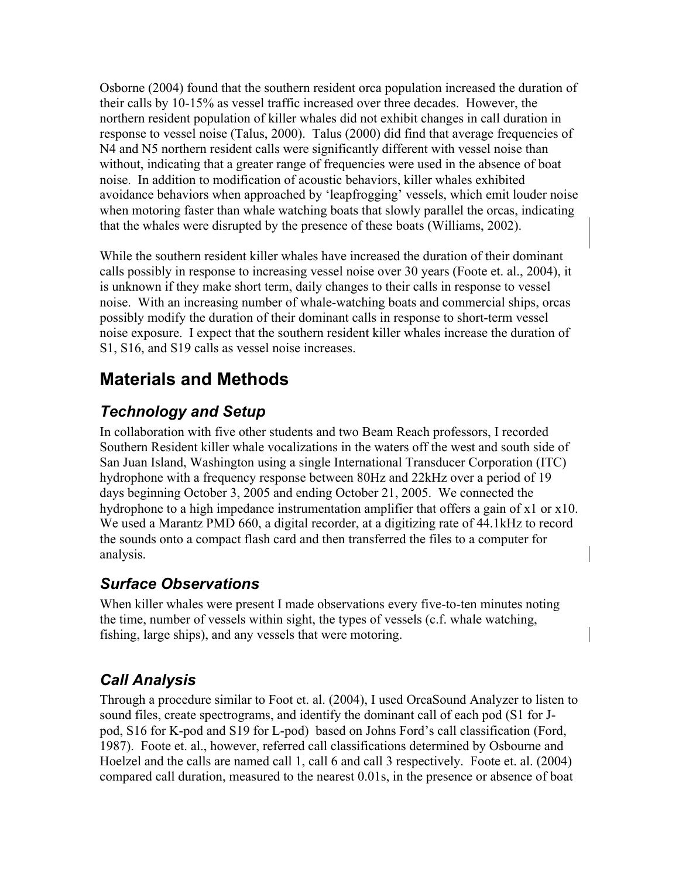Osborne (2004) found that the southern resident orca population increased the duration of their calls by 10-15% as vessel traffic increased over three decades. However, the northern resident population of killer whales did not exhibit changes in call duration in response to vessel noise (Talus, 2000). Talus (2000) did find that average frequencies of N4 and N5 northern resident calls were significantly different with vessel noise than without, indicating that a greater range of frequencies were used in the absence of boat noise. In addition to modification of acoustic behaviors, killer whales exhibited avoidance behaviors when approached by 'leapfrogging' vessels, which emit louder noise when motoring faster than whale watching boats that slowly parallel the orcas, indicating that the whales were disrupted by the presence of these boats (Williams, 2002).

While the southern resident killer whales have increased the duration of their dominant calls possibly in response to increasing vessel noise over 30 years (Foote et. al., 2004), it is unknown if they make short term, daily changes to their calls in response to vessel noise. With an increasing number of whale-watching boats and commercial ships, orcas possibly modify the duration of their dominant calls in response to short-term vessel noise exposure. I expect that the southern resident killer whales increase the duration of S1, S16, and S19 calls as vessel noise increases.

# Materials and Methods

## *Technology and Setup*

In collaboration with five other students and two Beam Reach professors, I recorded Southern Resident killer whale vocalizations in the waters off the west and south side of San Juan Island, Washington using a single International Transducer Corporation (ITC) hydrophone with a frequency response between 80Hz and 22kHz over a period of 19 days beginning October 3, 2005 and ending October 21, 2005. We connected the hydrophone to a high impedance instrumentation amplifier that offers a gain of x1 or x10. We used a Marantz PMD 660, a digital recorder, at a digitizing rate of 44.1kHz to record the sounds onto a compact flash card and then transferred the files to a computer for analysis.

## *Surface Observations*

When killer whales were present I made observations every five-to-ten minutes noting the time, number of vessels within sight, the types of vessels (c.f. whale watching, fishing, large ships), and any vessels that were motoring.

## *Call Analysis*

Through a procedure similar to Foot et. al. (2004), I used OrcaSound Analyzer to listen to sound files, create spectrograms, and identify the dominant call of each pod (S1 for J-pod, S16 for K-pod and S19 for L-pod) based on Johns Ford's call classification (Ford, 1987). Foote et. al., however, referred call classifications determined by Osbourne and Hoelzel and the calls are named call 1, call 6 and call 3 respectively. Foote et. al. (2004) compared call duration, measured to the nearest 0.01s, in the presence or absence of boat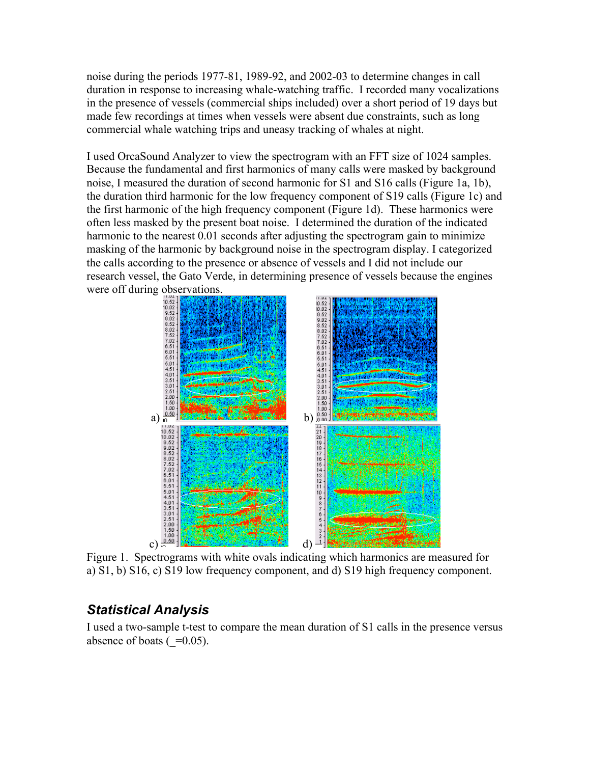noise during the periods 1977-81, 1989-92, and 2002-03 to determine changes in call duration in response to increasing whale-watching traffic. I recorded many vocalizations in the presence of vessels (commercial ships included) over a short period of 19 days but made few recordings at times when vessels were absent due constraints, such as long commercial whale watching trips and uneasy tracking of whales at night.

I used OrcaSound Analyzer to view the spectrogram with an FFT size of 1024 samples. Because the fundamental and first harmonics of many calls were masked by background noise, I measured the duration of second harmonic for S1 and S16 calls (Figure 1a, 1b), the duration third harmonic for the low frequency component of S19 calls (Figure 1c) and the first harmonic of the high frequency component (Figure 1d). These harmonics were often less masked by the present boat noise. I determined the duration of the indicated harmonic to the nearest 0.01 seconds after adjusting the spectrogram gain to minimize masking of the harmonic by background noise in the spectrogram display. I categorized the calls according to the presence or absence of vessels and I did not include our research vessel, the Gato Verde, in determining presence of vessels because the engines were off during observations.

Figure 1. Spectrograms with white ovals indicating which harmonics are measured for a) S1, b) S16, c) S19 low frequency component, and d) S19 high frequency component.

## Statistical Analysis

I used a two-sample t-test to compare the mean duration of S1 calls in the presence versus absence of boats (_=0.05).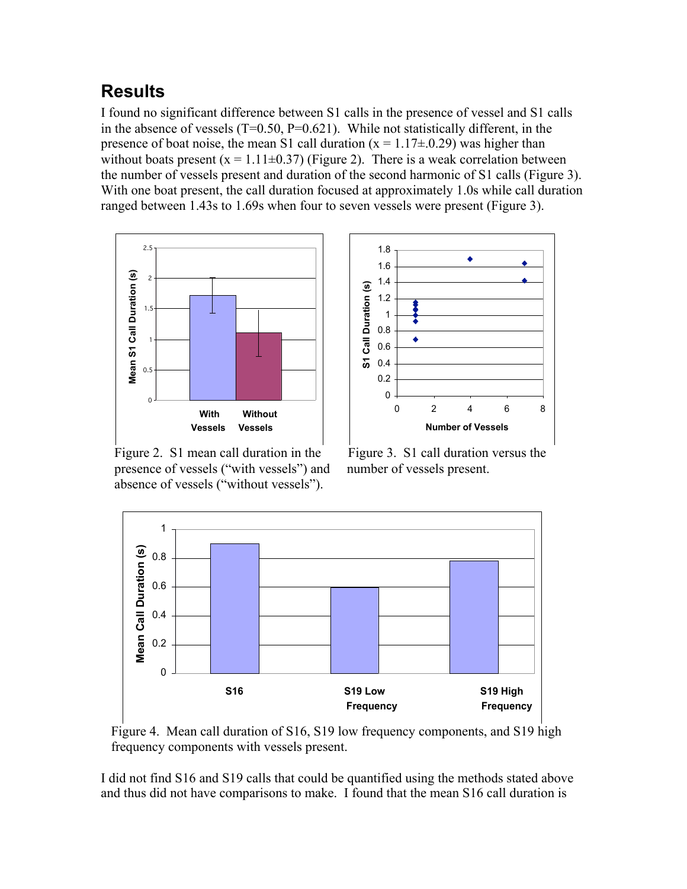## Results

I found no significant difference between S1 calls in the presence of vessel and S1 calls in the absence of vessels (T=0.50, P=0.621). While not statistically different, in the presence of boat noise, the mean S1 call duration ($x = 1.17\pm.0.29$) was higher than without boats present ($x = 1.11\pm0.37$) (Figure 2). There is a weak correlation between the number of vessels present and duration of the second harmonic of S1 calls (Figure 3). With one boat present, the call duration focused at approximately 1.0s while call duration ranged between 1.43s to 1.69s when four to seven vessels were present (Figure 3).

Mean S1 Call Duration (s)
2.5
2
1.5
1
0.5
0
With Vessels
Without Vessels

Figure 2. S1 mean call duration in the presence of vessels ("with vessels") and absence of vessels ("without vessels").

S1 Call Duration (s)
1.8
1.6
1.4
1.2
1
0.8
0.6
0.4
0.2
0
0
2
4
6
8
Number of Vessels

Figure 3. S1 call duration versus the number of vessels present.

Mean Call Duration (s)
1
0.8
0.6
0.4
0.2
0
S16
S19 Low Frequency
S19 High Frequency

Figure 4. Mean call duration of S16, S19 low frequency components, and S19 high frequency components with vessels present.

I did not find S16 and S19 calls that could be quantified using the methods stated above and thus did not have comparisons to make. I found that the mean S16 call duration is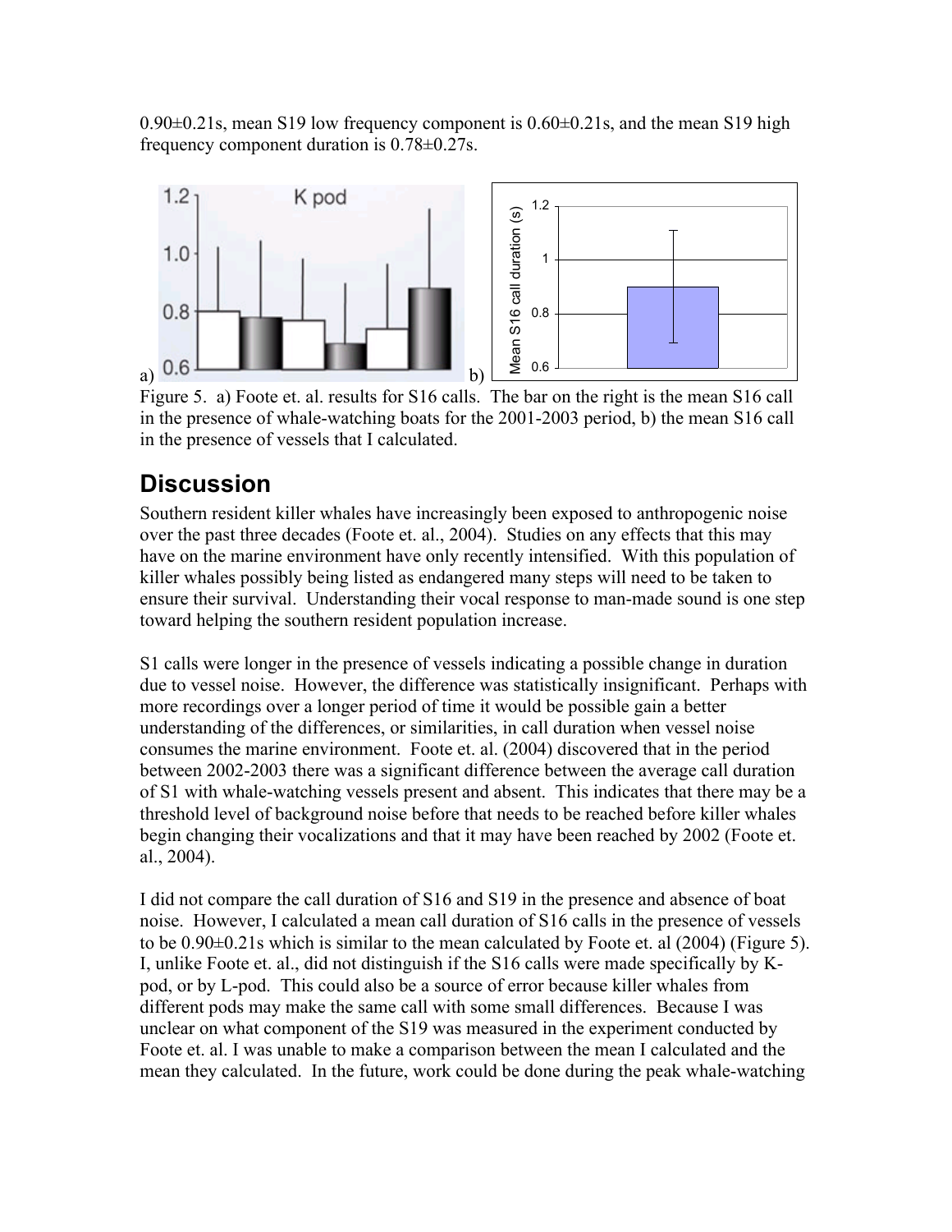0.90±0.21s, mean S19 low frequency component is 0.60±0.21s, and the mean S19 high frequency component duration is 0.78±0.27s.

a)

K pod

1.2

1.0

0.8

0.6

b)

Mean S16 call duration (s)

1.2

1

0.8

0.6

Figure 5. a) Foote et. al. results for S16 calls. The bar on the right is the mean S16 call in the presence of whale-watching boats for the 2001-2003 period, b) the mean S16 call in the presence of vessels that I calculated.

# Discussion

Southern resident killer whales have increasingly been exposed to anthropogenic noise over the past three decades (Foote et. al., 2004). Studies on any effects that this may have on the marine environment have only recently intensified. With this population of killer whales possibly being listed as endangered many steps will need to be taken to ensure their survival. Understanding their vocal response to man-made sound is one step toward helping the southern resident population increase.

S1 calls were longer in the presence of vessels indicating a possible change in duration due to vessel noise. However, the difference was statistically insignificant. Perhaps with more recordings over a longer period of time it would be possible gain a better understanding of the differences, or similarities, in call duration when vessel noise consumes the marine environment. Foote et. al. (2004) discovered that in the period between 2002-2003 there was a significant difference between the average call duration of S1 with whale-watching vessels present and absent. This indicates that there may be a threshold level of background noise before that needs to be reached before killer whales begin changing their vocalizations and that it may have been reached by 2002 (Foote et. al., 2004).

I did not compare the call duration of S16 and S19 in the presence and absence of boat noise. However, I calculated a mean call duration of S16 calls in the presence of vessels to be 0.90±0.21s which is similar to the mean calculated by Foote et. al (2004) (Figure 5). I, unlike Foote et. al., did not distinguish if the S16 calls were made specifically by K-pod, or by L-pod. This could also be a source of error because killer whales from different pods may make the same call with some small differences. Because I was unclear on what component of the S19 was measured in the experiment conducted by Foote et. al. I was unable to make a comparison between the mean I calculated and the mean they calculated. In the future, work could be done during the peak whale-watching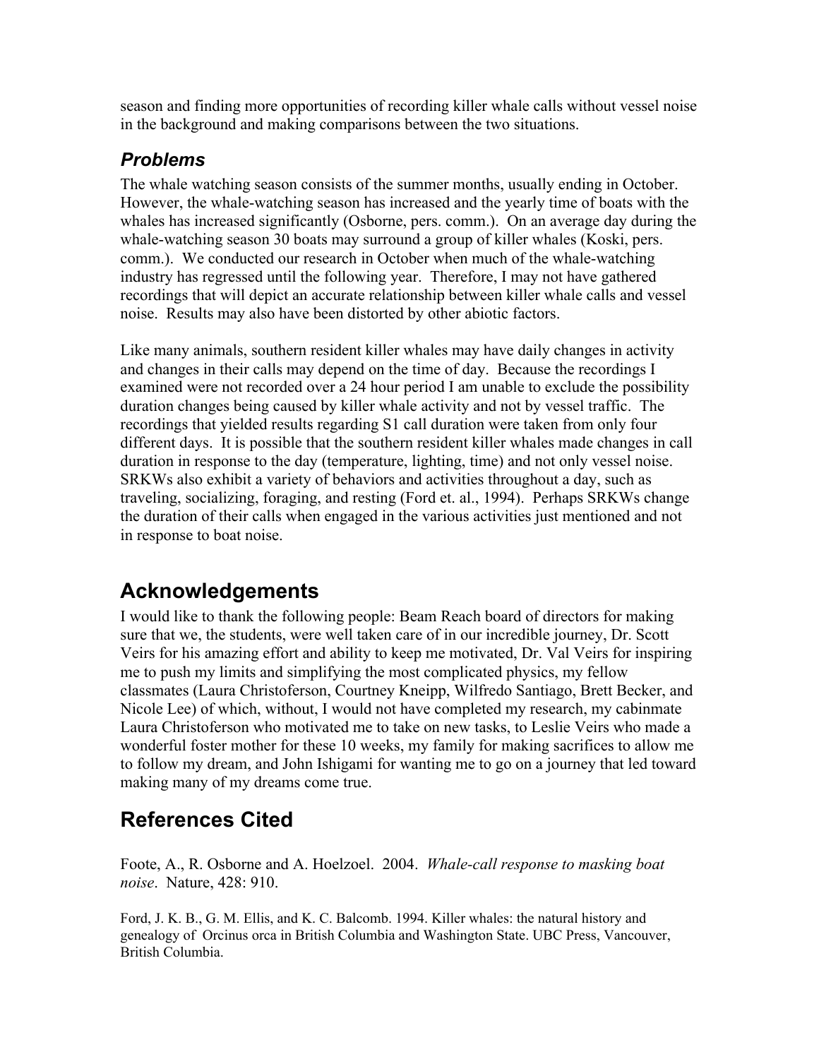season and finding more opportunities of recording killer whale calls without vessel noise in the background and making comparisons between the two situations.

### *Problems*

The whale watching season consists of the summer months, usually ending in October. However, the whale-watching season has increased and the yearly time of boats with the whales has increased significantly (Osborne, pers. comm.). On an average day during the whale-watching season 30 boats may surround a group of killer whales (Koski, pers. comm.). We conducted our research in October when much of the whale-watching industry has regressed until the following year. Therefore, I may not have gathered recordings that will depict an accurate relationship between killer whale calls and vessel noise. Results may also have been distorted by other abiotic factors.

Like many animals, southern resident killer whales may have daily changes in activity and changes in their calls may depend on the time of day. Because the recordings I examined were not recorded over a 24 hour period I am unable to exclude the possibility duration changes being caused by killer whale activity and not by vessel traffic. The recordings that yielded results regarding S1 call duration were taken from only four different days. It is possible that the southern resident killer whales made changes in call duration in response to the day (temperature, lighting, time) and not only vessel noise. SRKWs also exhibit a variety of behaviors and activities throughout a day, such as traveling, socializing, foraging, and resting (Ford et. al., 1994). Perhaps SRKWs change the duration of their calls when engaged in the various activities just mentioned and not in response to boat noise.

## Acknowledgements

I would like to thank the following people: Beam Reach board of directors for making sure that we, the students, were well taken care of in our incredible journey, Dr. Scott Veirs for his amazing effort and ability to keep me motivated, Dr. Val Veirs for inspiring me to push my limits and simplifying the most complicated physics, my fellow classmates (Laura Christoferson, Courtney Kneipp, Wilfredo Santiago, Brett Becker, and Nicole Lee) of which, without, I would not have completed my research, my cabinmate Laura Christoferson who motivated me to take on new tasks, to Leslie Veirs who made a wonderful foster mother for these 10 weeks, my family for making sacrifices to allow me to follow my dream, and John Ishigami for wanting me to go on a journey that led toward making many of my dreams come true.

## References Cited

Foote, A., R. Osborne and A. Hoelzoel. 2004. *Whale-call response to masking boat noise*. Nature, 428: 910.

Ford, J. K. B., G. M. Ellis, and K. C. Balcomb. 1994. Killer whales: the natural history and genealogy of Orcinus orca in British Columbia and Washington State. UBC Press, Vancouver, British Columbia.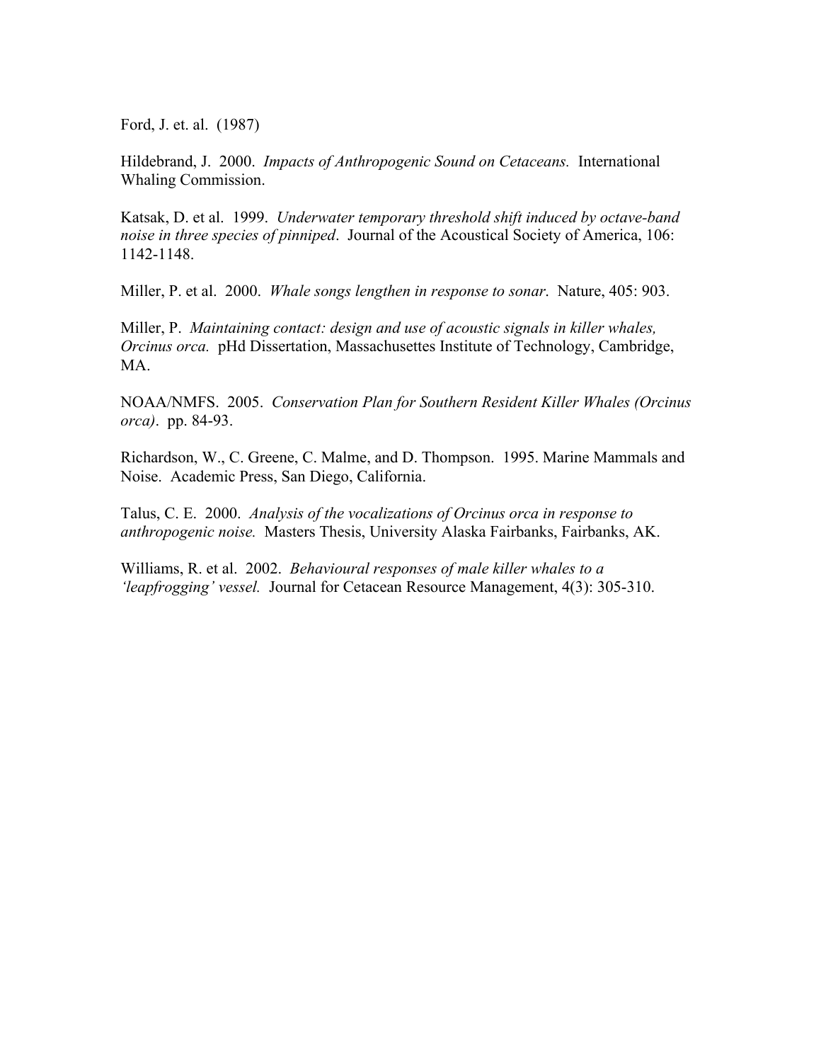Ford, J. et. al. (1987)

Hildebrand, J. 2000. *Impacts of Anthropogenic Sound on Cetaceans.* International Whaling Commission.

Katsak, D. et al. 1999. *Underwater temporary threshold shift induced by octave-band noise in three species of pinniped*. Journal of the Acoustical Society of America, 106: 1142-1148.

Miller, P. et al. 2000. *Whale songs lengthen in response to sonar*. Nature, 405: 903.

Miller, P. *Maintaining contact: design and use of acoustic signals in killer whales, Orcinus orca.* pHd Dissertation, Massachusettes Institute of Technology, Cambridge, MA.

NOAA/NMFS. 2005. *Conservation Plan for Southern Resident Killer Whales (Orcinus orca)*. pp. 84-93.

Richardson, W., C. Greene, C. Malme, and D. Thompson. 1995. Marine Mammals and Noise. Academic Press, San Diego, California.

Talus, C. E. 2000. *Analysis of the vocalizations of Orcinus orca in response to anthropogenic noise.* Masters Thesis, University Alaska Fairbanks, Fairbanks, AK.

Williams, R. et al. 2002. *Behavioural responses of male killer whales to a 'leapfrogging' vessel.* Journal for Cetacean Resource Management, 4(3): 305-310.